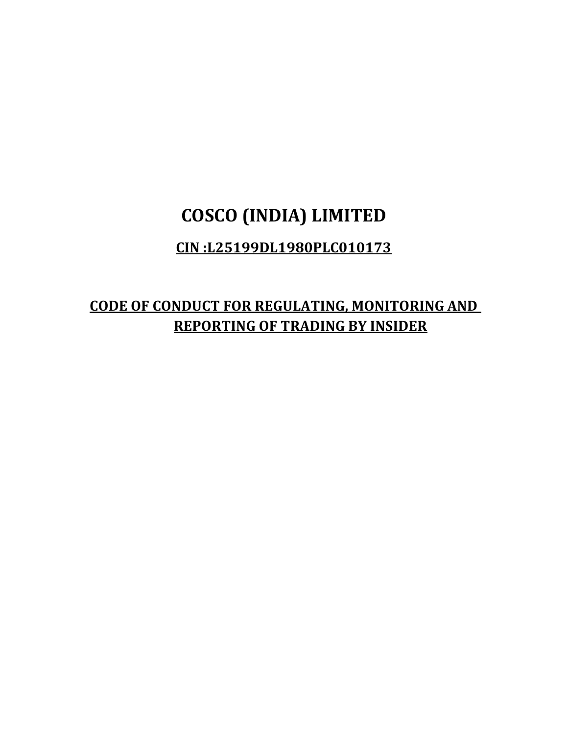# COSCO (INDIA) LIMITED

## CIN :L25199DL1980PLC010173

## CODE OF CONDUCT FOR REGULATING, MONITORING AND REPORTING OF TRADING BY INSIDER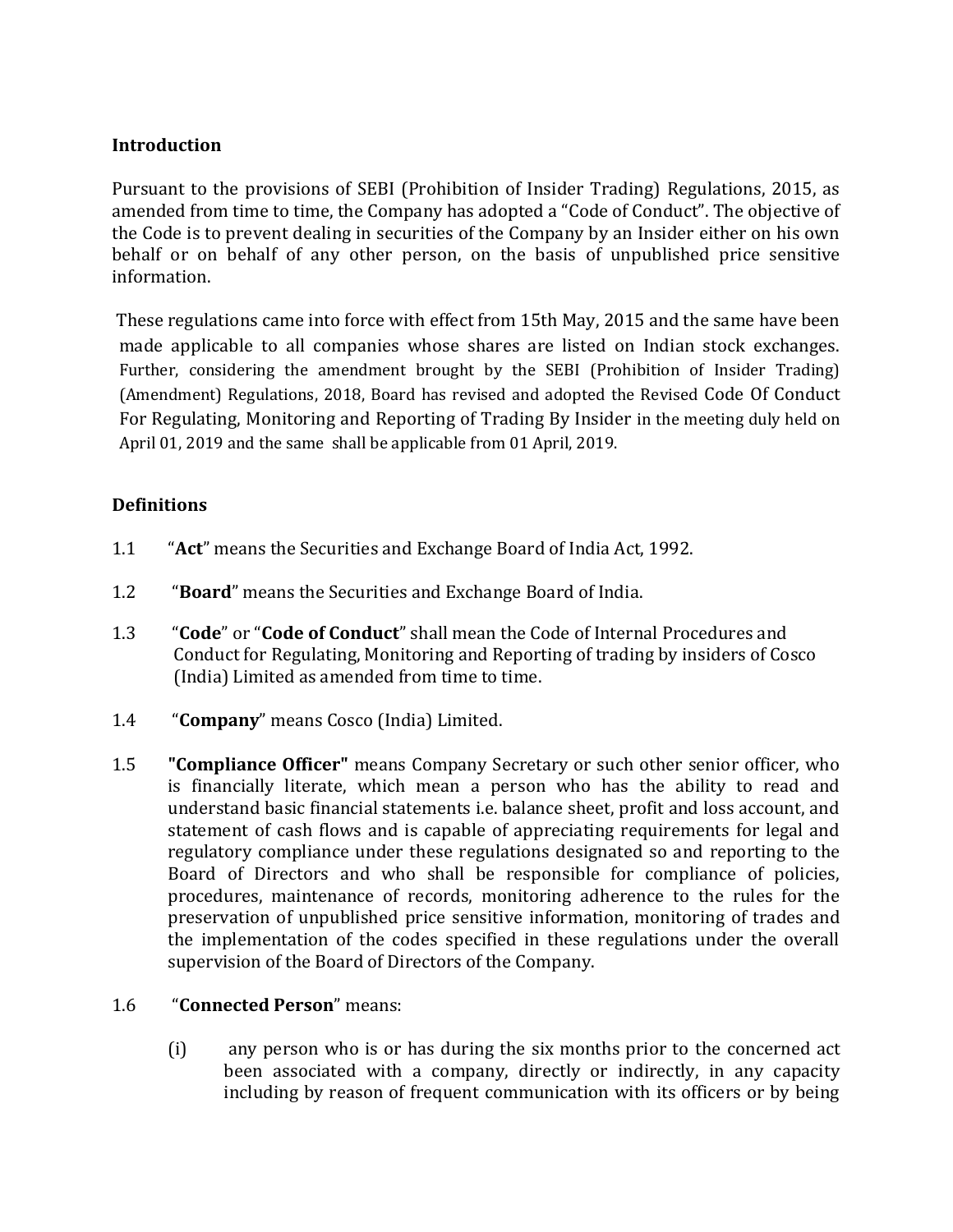**Introduction**

Pursuant to the provisions of SEBI (Prohibition of Insider Trading) Regulations, 2015, as amended from time to time, the Company has adopted a "Code of Conduct". The objective of the Code is to prevent dealing in securities of the Company by an Insider either on his own behalf or on behalf of any other person, on the basis of unpublished price sensitive information.

These regulations came into force with effect from 15th May, 2015 and the same have been made applicable to all companies whose shares are listed on Indian stock exchanges. Further, considering the amendment brought by the SEBI (Prohibition of Insider Trading) (Amendment) Regulations, 2018, Board has revised and adopted the Revised Code Of Conduct For Regulating, Monitoring and Reporting of Trading By Insider in the meeting duly held on April 01, 2019 and the same shall be applicable from 01 April, 2019.

**Definitions**

1.1 "**Act**" means the Securities and Exchange Board of India Act, 1992.

1.2 "**Board**" means the Securities and Exchange Board of India.

1.3 "**Code**" or "**Code of Conduct**" shall mean the Code of Internal Procedures and Conduct for Regulating, Monitoring and Reporting of trading by insiders of Cosco (India) Limited as amended from time to time.

1.4 "**Company**" means Cosco (India) Limited.

1.5 **"Compliance Officer"** means Company Secretary or such other senior officer, who is financially literate, which mean a person who has the ability to read and understand basic financial statements i.e. balance sheet, profit and loss account, and statement of cash flows and is capable of appreciating requirements for legal and regulatory compliance under these regulations designated so and reporting to the Board of Directors and who shall be responsible for compliance of policies, procedures, maintenance of records, monitoring adherence to the rules for the preservation of unpublished price sensitive information, monitoring of trades and the implementation of the codes specified in these regulations under the overall supervision of the Board of Directors of the Company.

1.6 "**Connected Person**" means:

(i) any person who is or has during the six months prior to the concerned act been associated with a company, directly or indirectly, in any capacity including by reason of frequent communication with its officers or by being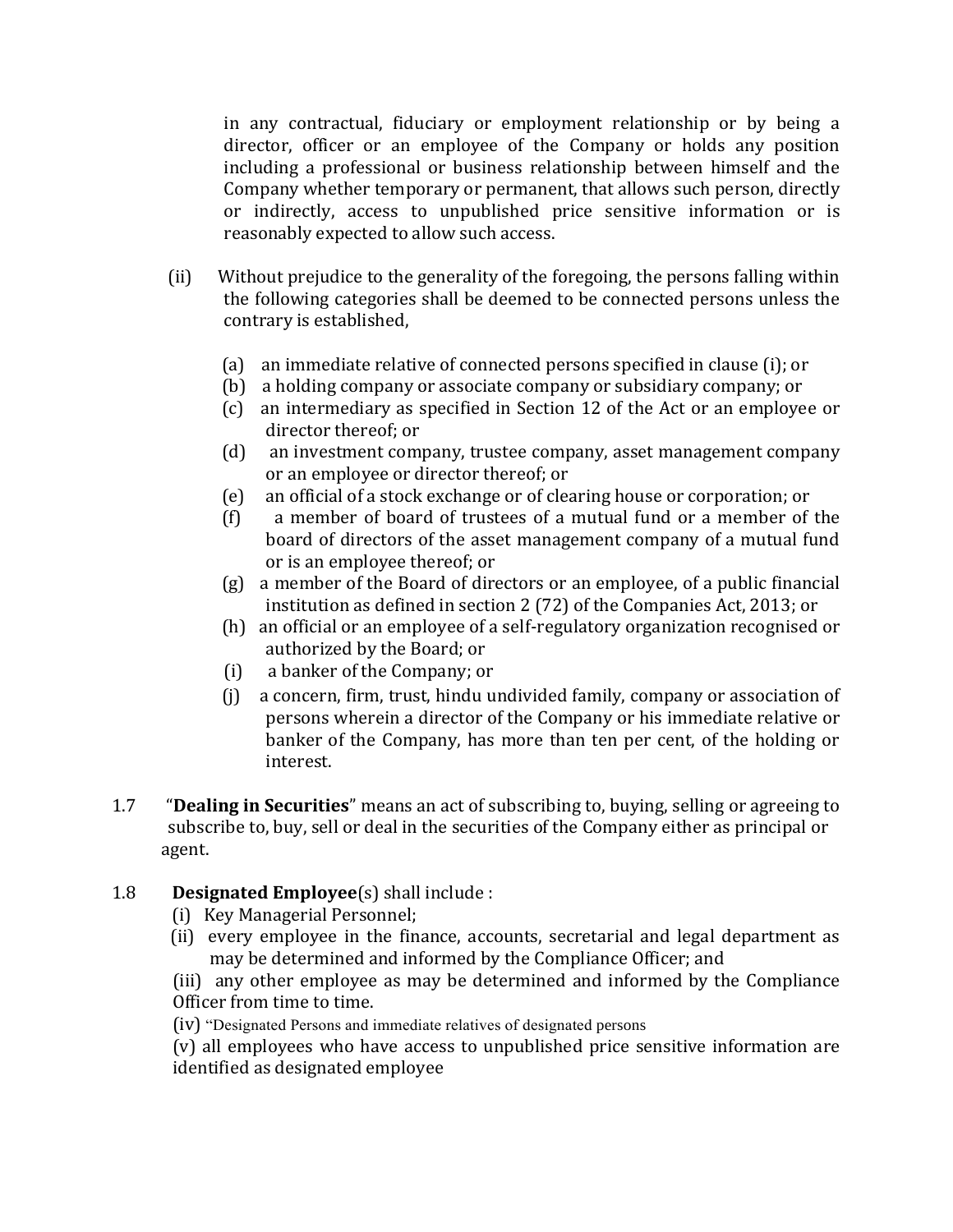in any contractual, fiduciary or employment relationship or by being a director, officer or an employee of the Company or holds any position including a professional or business relationship between himself and the Company whether temporary or permanent, that allows such person, directly or indirectly, access to unpublished price sensitive information or is reasonably expected to allow such access.

(ii) Without prejudice to the generality of the foregoing, the persons falling within the following categories shall be deemed to be connected persons unless the contrary is established,

- (a) an immediate relative of connected persons specified in clause (i); or
- (b) a holding company or associate company or subsidiary company; or
- (c) an intermediary as specified in Section 12 of the Act or an employee or director thereof; or
- (d) an investment company, trustee company, asset management company or an employee or director thereof; or
- (e) an official of a stock exchange or of clearing house or corporation; or
- (f) a member of board of trustees of a mutual fund or a member of the board of directors of the asset management company of a mutual fund or is an employee thereof; or
- (g) a member of the Board of directors or an employee, of a public financial institution as defined in section 2 (72) of the Companies Act, 2013; or
- (h) an official or an employee of a self-regulatory organization recognised or authorized by the Board; or
- (i) a banker of the Company; or
- (j) a concern, firm, trust, hindu undivided family, company or association of persons wherein a director of the Company or his immediate relative or banker of the Company, has more than ten per cent, of the holding or interest.

1.7 "**Dealing in Securities**" means an act of subscribing to, buying, selling or agreeing to subscribe to, buy, sell or deal in the securities of the Company either as principal or agent.

1.8 **Designated Employee**(s) shall include :

(i) Key Managerial Personnel;

(ii) every employee in the finance, accounts, secretarial and legal department as may be determined and informed by the Compliance Officer; and

(iii) any other employee as may be determined and informed by the Compliance Officer from time to time.

(iv) "Designated Persons and immediate relatives of designated persons

(v) all employees who have access to unpublished price sensitive information are identified as designated employee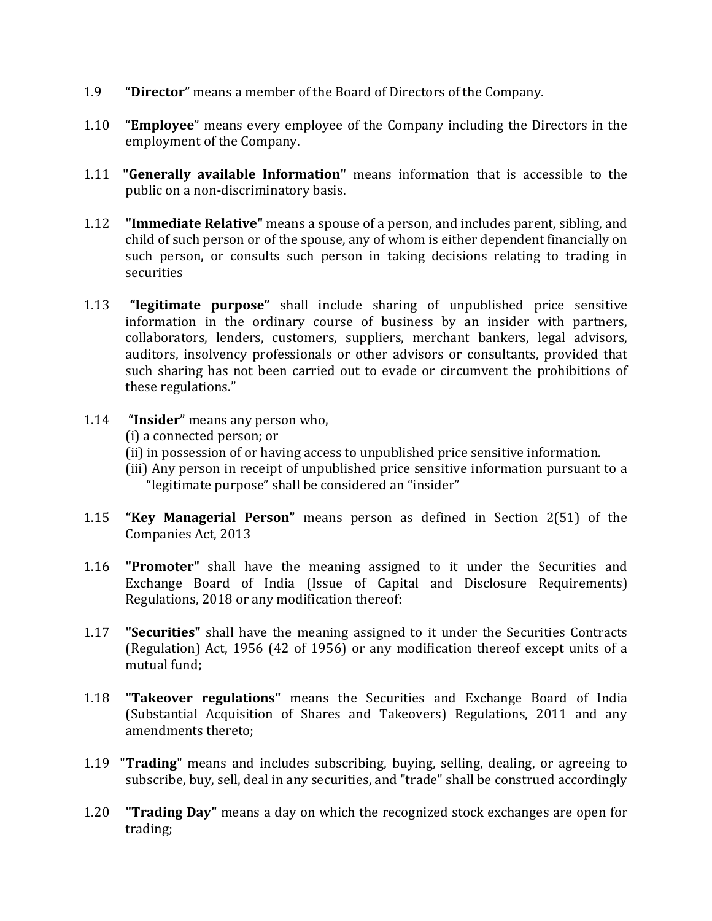1.9 “**Director**” means a member of the Board of Directors of the Company.

1.10 “**Employee**” means every employee of the Company including the Directors in the employment of the Company.

1.11 **"Generally available Information"** means information that is accessible to the public on a non-discriminatory basis.

1.12 **"Immediate Relative"** means a spouse of a person, and includes parent, sibling, and child of such person or of the spouse, any of whom is either dependent financially on such person, or consults such person in taking decisions relating to trading in securities

1.13 **“legitimate purpose”** shall include sharing of unpublished price sensitive information in the ordinary course of business by an insider with partners, collaborators, lenders, customers, suppliers, merchant bankers, legal advisors, auditors, insolvency professionals or other advisors or consultants, provided that such sharing has not been carried out to evade or circumvent the prohibitions of these regulations.”

1.14 “**Insider**” means any person who,
(i) a connected person; or
(ii) in possession of or having access to unpublished price sensitive information.
(iii) Any person in receipt of unpublished price sensitive information pursuant to a “legitimate purpose” shall be considered an “insider”

1.15 **“Key Managerial Person”** means person as defined in Section 2(51) of the Companies Act, 2013

1.16 **"Promoter"** shall have the meaning assigned to it under the Securities and Exchange Board of India (Issue of Capital and Disclosure Requirements) Regulations, 2018 or any modification thereof:

1.17 **"Securities"** shall have the meaning assigned to it under the Securities Contracts (Regulation) Act, 1956 (42 of 1956) or any modification thereof except units of a mutual fund;

1.18 **"Takeover regulations"** means the Securities and Exchange Board of India (Substantial Acquisition of Shares and Takeovers) Regulations, 2011 and any amendments thereto;

1.19 "**Trading**" means and includes subscribing, buying, selling, dealing, or agreeing to subscribe, buy, sell, deal in any securities, and "trade" shall be construed accordingly

1.20 **"Trading Day"** means a day on which the recognized stock exchanges are open for trading;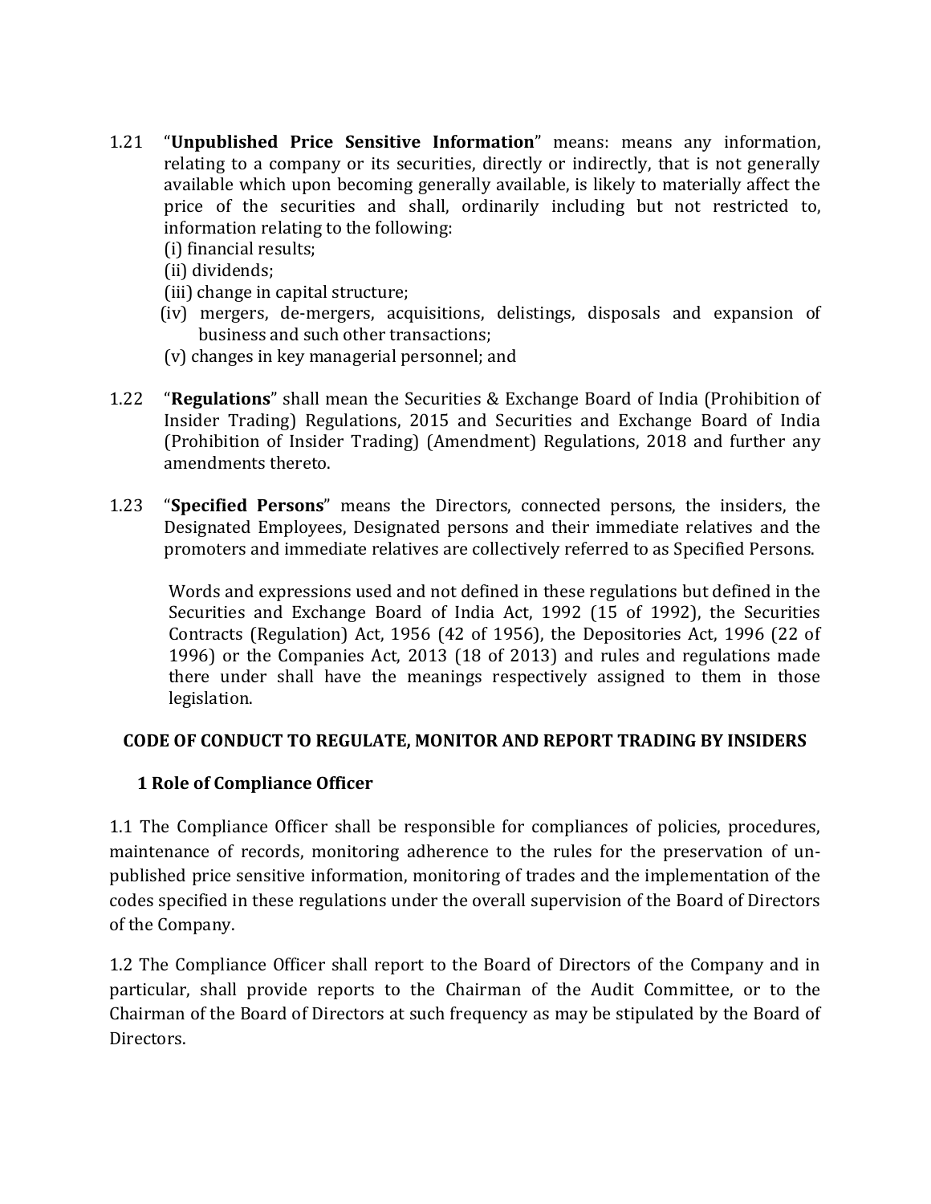1.21 "**Unpublished Price Sensitive Information**" means: means any information, relating to a company or its securities, directly or indirectly, that is not generally available which upon becoming generally available, is likely to materially affect the price of the securities and shall, ordinarily including but not restricted to, information relating to the following:

(i) financial results;
(ii) dividends;
(iii) change in capital structure;
(iv) mergers, de-mergers, acquisitions, delistings, disposals and expansion of business and such other transactions;
(v) changes in key managerial personnel; and

1.22 "**Regulations**" shall mean the Securities & Exchange Board of India (Prohibition of Insider Trading) Regulations, 2015 and Securities and Exchange Board of India (Prohibition of Insider Trading) (Amendment) Regulations, 2018 and further any amendments thereto.

1.23 "**Specified Persons**" means the Directors, connected persons, the insiders, the Designated Employees, Designated persons and their immediate relatives and the promoters and immediate relatives are collectively referred to as Specified Persons.

Words and expressions used and not defined in these regulations but defined in the Securities and Exchange Board of India Act, 1992 (15 of 1992), the Securities Contracts (Regulation) Act, 1956 (42 of 1956), the Depositories Act, 1996 (22 of 1996) or the Companies Act, 2013 (18 of 2013) and rules and regulations made there under shall have the meanings respectively assigned to them in those legislation.

## CODE OF CONDUCT TO REGULATE, MONITOR AND REPORT TRADING BY INSIDERS

### 1 Role of Compliance Officer

1.1 The Compliance Officer shall be responsible for compliances of policies, procedures, maintenance of records, monitoring adherence to the rules for the preservation of un-published price sensitive information, monitoring of trades and the implementation of the codes specified in these regulations under the overall supervision of the Board of Directors of the Company.

1.2 The Compliance Officer shall report to the Board of Directors of the Company and in particular, shall provide reports to the Chairman of the Audit Committee, or to the Chairman of the Board of Directors at such frequency as may be stipulated by the Board of Directors.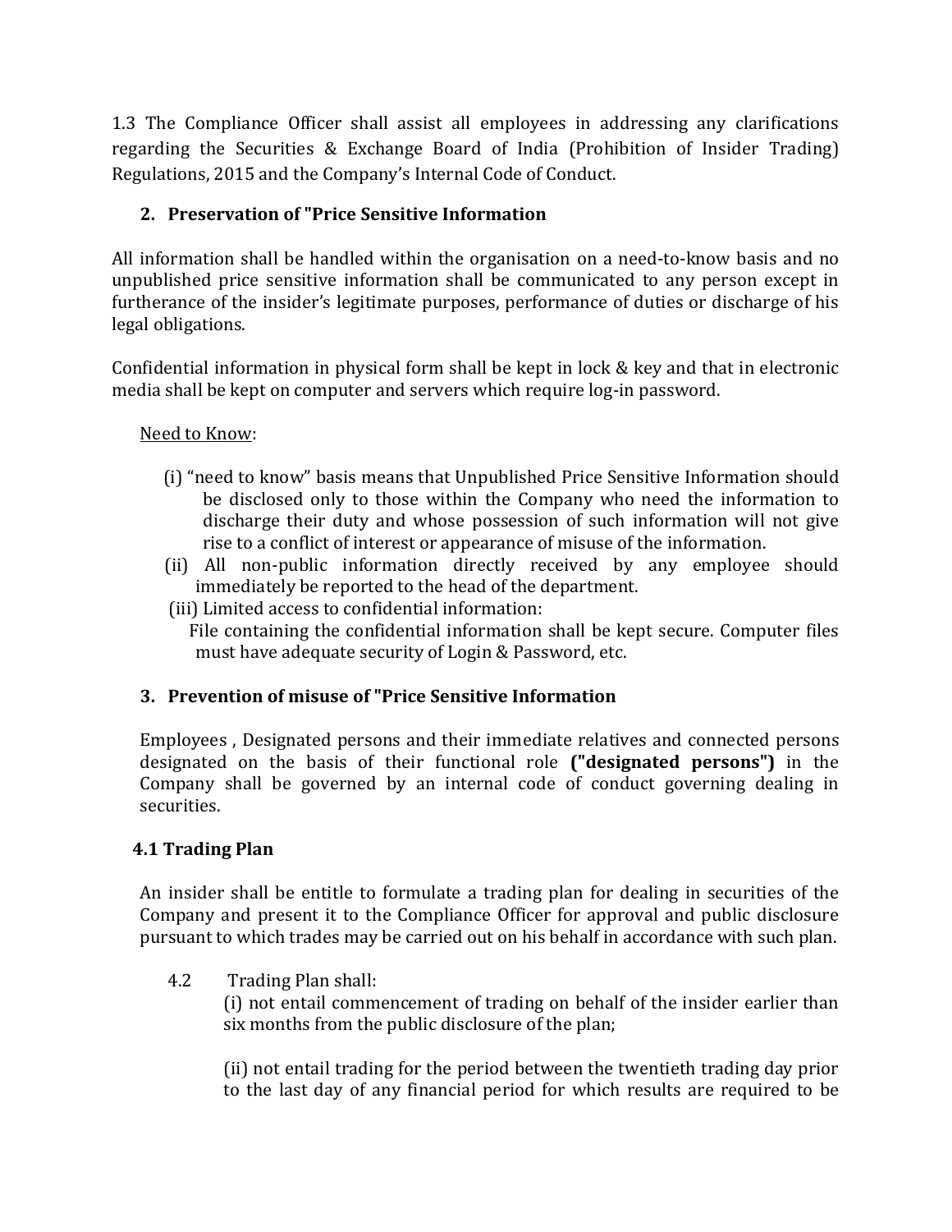1.3 The Compliance Officer shall assist all employees in addressing any clarifications regarding the Securities & Exchange Board of India (Prohibition of Insider Trading) Regulations, 2015 and the Company's Internal Code of Conduct.

## 2. Preservation of "Price Sensitive Information

All information shall be handled within the organisation on a need-to-know basis and no unpublished price sensitive information shall be communicated to any person except in furtherance of the insider's legitimate purposes, performance of duties or discharge of his legal obligations.

Confidential information in physical form shall be kept in lock & key and that in electronic media shall be kept on computer and servers which require log-in password.

Need to Know:

(i) "need to know" basis means that Unpublished Price Sensitive Information should be disclosed only to those within the Company who need the information to discharge their duty and whose possession of such information will not give rise to a conflict of interest or appearance of misuse of the information.

(ii) All non-public information directly received by any employee should immediately be reported to the head of the department.

(iii) Limited access to confidential information:
File containing the confidential information shall be kept secure. Computer files must have adequate security of Login & Password, etc.

## 3. Prevention of misuse of "Price Sensitive Information

Employees , Designated persons and their immediate relatives and connected persons designated on the basis of their functional role **("designated persons")** in the Company shall be governed by an internal code of conduct governing dealing in securities.

### 4.1 Trading Plan

An insider shall be entitle to formulate a trading plan for dealing in securities of the Company and present it to the Compliance Officer for approval and public disclosure pursuant to which trades may be carried out on his behalf in accordance with such plan.

4.2 Trading Plan shall:

(i) not entail commencement of trading on behalf of the insider earlier than six months from the public disclosure of the plan;

(ii) not entail trading for the period between the twentieth trading day prior to the last day of any financial period for which results are required to be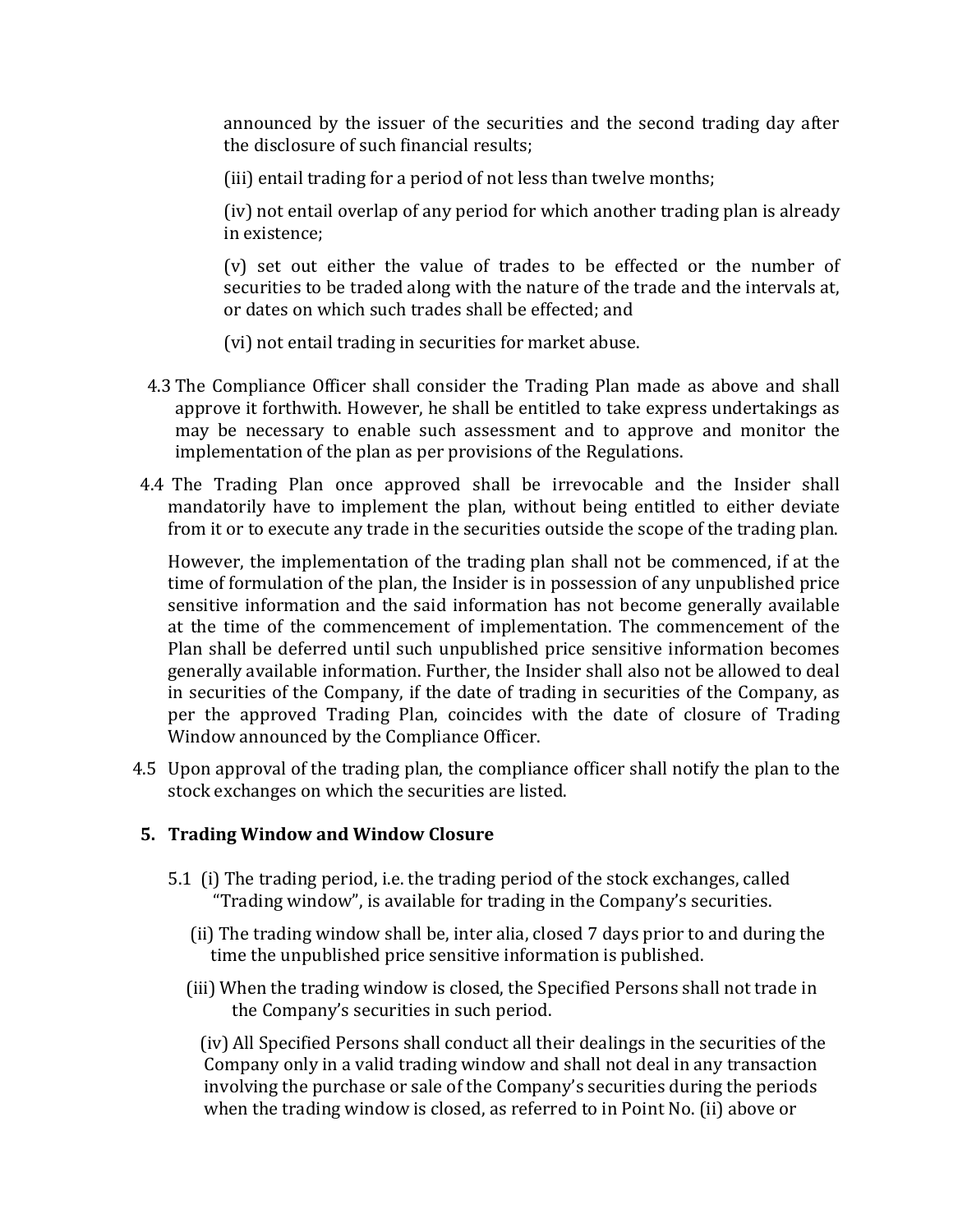announced by the issuer of the securities and the second trading day after the disclosure of such financial results;

(iii) entail trading for a period of not less than twelve months;

(iv) not entail overlap of any period for which another trading plan is already in existence;

(v) set out either the value of trades to be effected or the number of securities to be traded along with the nature of the trade and the intervals at, or dates on which such trades shall be effected; and

(vi) not entail trading in securities for market abuse.

4.3 The Compliance Officer shall consider the Trading Plan made as above and shall approve it forthwith. However, he shall be entitled to take express undertakings as may be necessary to enable such assessment and to approve and monitor the implementation of the plan as per provisions of the Regulations.

4.4 The Trading Plan once approved shall be irrevocable and the Insider shall mandatorily have to implement the plan, without being entitled to either deviate from it or to execute any trade in the securities outside the scope of the trading plan.

However, the implementation of the trading plan shall not be commenced, if at the time of formulation of the plan, the Insider is in possession of any unpublished price sensitive information and the said information has not become generally available at the time of the commencement of implementation. The commencement of the Plan shall be deferred until such unpublished price sensitive information becomes generally available information. Further, the Insider shall also not be allowed to deal in securities of the Company, if the date of trading in securities of the Company, as per the approved Trading Plan, coincides with the date of closure of Trading Window announced by the Compliance Officer.

4.5 Upon approval of the trading plan, the compliance officer shall notify the plan to the stock exchanges on which the securities are listed.

## 5. Trading Window and Window Closure

5.1 (i) The trading period, i.e. the trading period of the stock exchanges, called "Trading window", is available for trading in the Company's securities.

(ii) The trading window shall be, inter alia, closed 7 days prior to and during the time the unpublished price sensitive information is published.

(iii) When the trading window is closed, the Specified Persons shall not trade in the Company's securities in such period.

(iv) All Specified Persons shall conduct all their dealings in the securities of the Company only in a valid trading window and shall not deal in any transaction involving the purchase or sale of the Company's securities during the periods when the trading window is closed, as referred to in Point No. (ii) above or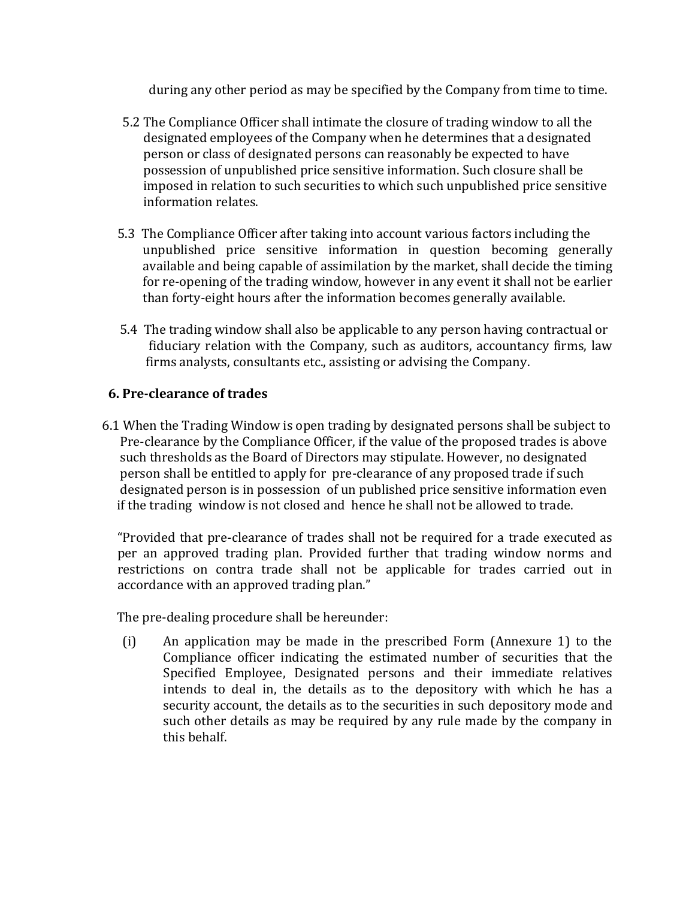during any other period as may be specified by the Company from time to time.

5.2 The Compliance Officer shall intimate the closure of trading window to all the designated employees of the Company when he determines that a designated person or class of designated persons can reasonably be expected to have possession of unpublished price sensitive information. Such closure shall be imposed in relation to such securities to which such unpublished price sensitive information relates.

5.3 The Compliance Officer after taking into account various factors including the unpublished price sensitive information in question becoming generally available and being capable of assimilation by the market, shall decide the timing for re-opening of the trading window, however in any event it shall not be earlier than forty-eight hours after the information becomes generally available.

5.4 The trading window shall also be applicable to any person having contractual or fiduciary relation with the Company, such as auditors, accountancy firms, law firms analysts, consultants etc., assisting or advising the Company.

**6. Pre-clearance of trades**

6.1 When the Trading Window is open trading by designated persons shall be subject to Pre-clearance by the Compliance Officer, if the value of the proposed trades is above such thresholds as the Board of Directors may stipulate. However, no designated person shall be entitled to apply for pre-clearance of any proposed trade if such designated person is in possession of un published price sensitive information even if the trading window is not closed and hence he shall not be allowed to trade.

"Provided that pre-clearance of trades shall not be required for a trade executed as per an approved trading plan. Provided further that trading window norms and restrictions on contra trade shall not be applicable for trades carried out in accordance with an approved trading plan."

The pre-dealing procedure shall be hereunder:

(i) An application may be made in the prescribed Form (Annexure 1) to the Compliance officer indicating the estimated number of securities that the Specified Employee, Designated persons and their immediate relatives intends to deal in, the details as to the depository with which he has a security account, the details as to the securities in such depository mode and such other details as may be required by any rule made by the company in this behalf.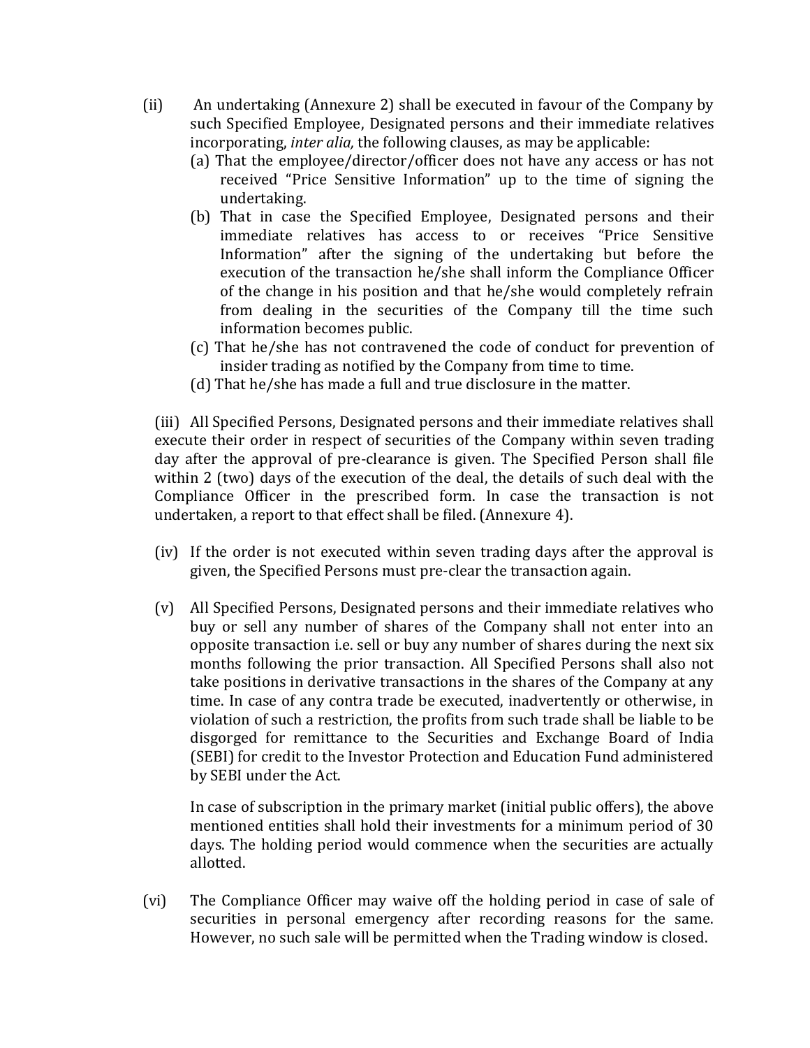(ii) An undertaking (Annexure 2) shall be executed in favour of the Company by such Specified Employee, Designated persons and their immediate relatives incorporating, *inter alia,* the following clauses, as may be applicable:

(a) That the employee/director/officer does not have any access or has not received "Price Sensitive Information" up to the time of signing the undertaking.

(b) That in case the Specified Employee, Designated persons and their immediate relatives has access to or receives "Price Sensitive Information" after the signing of the undertaking but before the execution of the transaction he/she shall inform the Compliance Officer of the change in his position and that he/she would completely refrain from dealing in the securities of the Company till the time such information becomes public.

(c) That he/she has not contravened the code of conduct for prevention of insider trading as notified by the Company from time to time.

(d) That he/she has made a full and true disclosure in the matter.

(iii) All Specified Persons, Designated persons and their immediate relatives shall execute their order in respect of securities of the Company within seven trading day after the approval of pre-clearance is given. The Specified Person shall file within 2 (two) days of the execution of the deal, the details of such deal with the Compliance Officer in the prescribed form. In case the transaction is not undertaken, a report to that effect shall be filed. (Annexure 4).

(iv) If the order is not executed within seven trading days after the approval is given, the Specified Persons must pre-clear the transaction again.

(v) All Specified Persons, Designated persons and their immediate relatives who buy or sell any number of shares of the Company shall not enter into an opposite transaction i.e. sell or buy any number of shares during the next six months following the prior transaction. All Specified Persons shall also not take positions in derivative transactions in the shares of the Company at any time. In case of any contra trade be executed, inadvertently or otherwise, in violation of such a restriction, the profits from such trade shall be liable to be disgorged for remittance to the Securities and Exchange Board of India (SEBI) for credit to the Investor Protection and Education Fund administered by SEBI under the Act.

In case of subscription in the primary market (initial public offers), the above mentioned entities shall hold their investments for a minimum period of 30 days. The holding period would commence when the securities are actually allotted.

(vi) The Compliance Officer may waive off the holding period in case of sale of securities in personal emergency after recording reasons for the same. However, no such sale will be permitted when the Trading window is closed.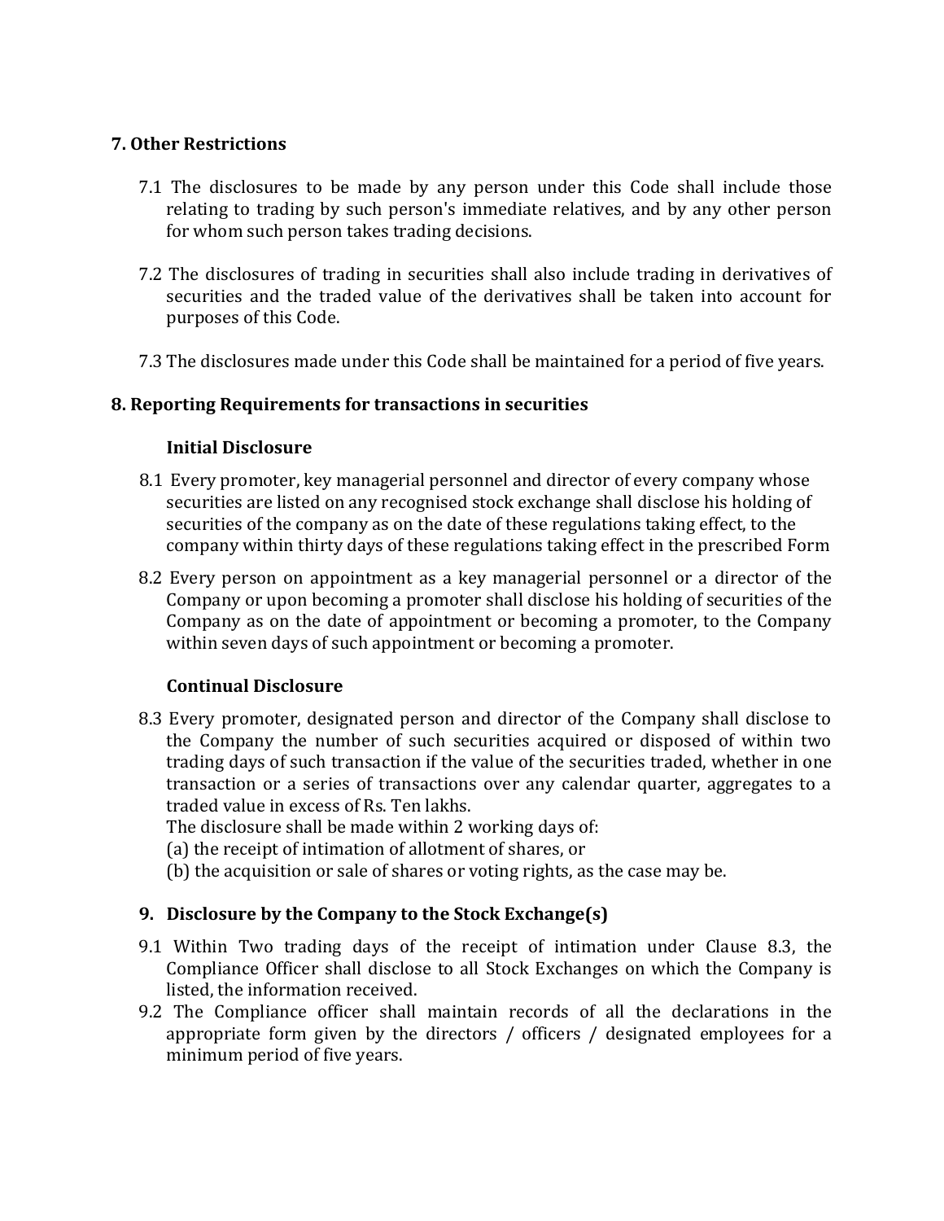## 7. Other Restrictions

7.1 The disclosures to be made by any person under this Code shall include those relating to trading by such person's immediate relatives, and by any other person for whom such person takes trading decisions.

7.2 The disclosures of trading in securities shall also include trading in derivatives of securities and the traded value of the derivatives shall be taken into account for purposes of this Code.

7.3 The disclosures made under this Code shall be maintained for a period of five years.

## 8. Reporting Requirements for transactions in securities

### Initial Disclosure

8.1 Every promoter, key managerial personnel and director of every company whose securities are listed on any recognised stock exchange shall disclose his holding of securities of the company as on the date of these regulations taking effect, to the company within thirty days of these regulations taking effect in the prescribed Form

8.2 Every person on appointment as a key managerial personnel or a director of the Company or upon becoming a promoter shall disclose his holding of securities of the Company as on the date of appointment or becoming a promoter, to the Company within seven days of such appointment or becoming a promoter.

### Continual Disclosure

8.3 Every promoter, designated person and director of the Company shall disclose to the Company the number of such securities acquired or disposed of within two trading days of such transaction if the value of the securities traded, whether in one transaction or a series of transactions over any calendar quarter, aggregates to a traded value in excess of Rs. Ten lakhs.

The disclosure shall be made within 2 working days of:

(a) the receipt of intimation of allotment of shares, or

(b) the acquisition or sale of shares or voting rights, as the case may be.

## 9. Disclosure by the Company to the Stock Exchange(s)

9.1 Within Two trading days of the receipt of intimation under Clause 8.3, the Compliance Officer shall disclose to all Stock Exchanges on which the Company is listed, the information received.

9.2 The Compliance officer shall maintain records of all the declarations in the appropriate form given by the directors / officers / designated employees for a minimum period of five years.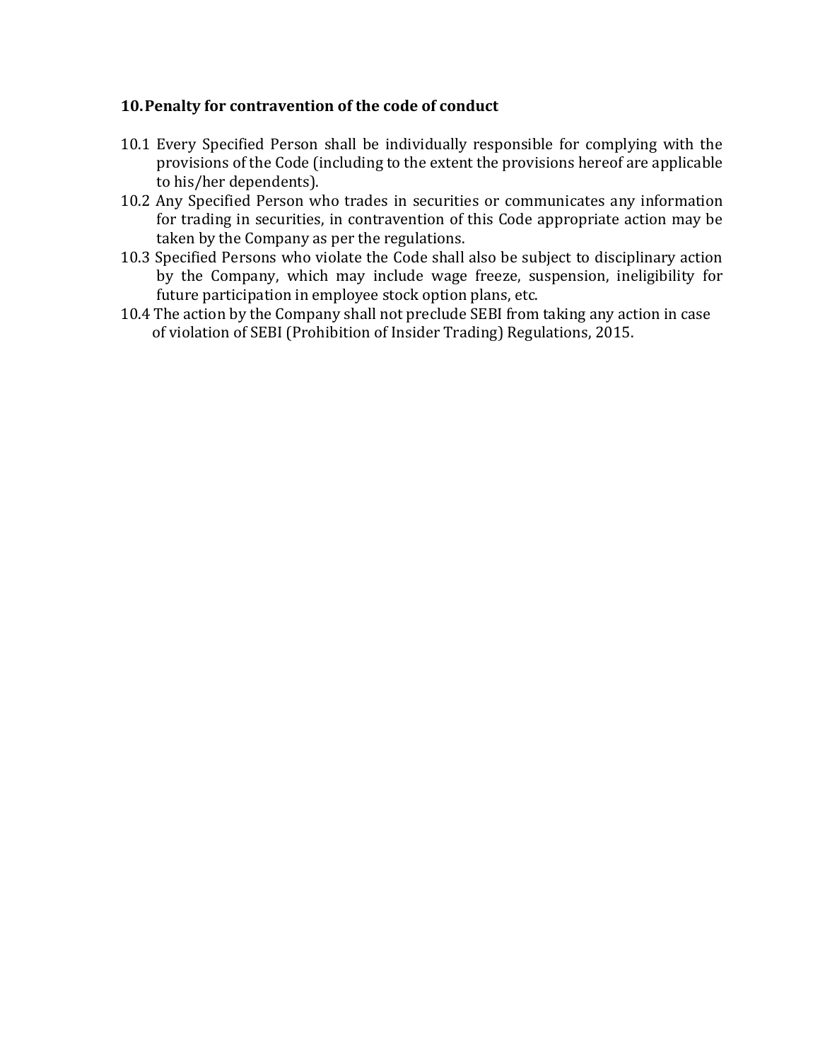## 10. Penalty for contravention of the code of conduct

10.1 Every Specified Person shall be individually responsible for complying with the provisions of the Code (including to the extent the provisions hereof are applicable to his/her dependents).

10.2 Any Specified Person who trades in securities or communicates any information for trading in securities, in contravention of this Code appropriate action may be taken by the Company as per the regulations.

10.3 Specified Persons who violate the Code shall also be subject to disciplinary action by the Company, which may include wage freeze, suspension, ineligibility for future participation in employee stock option plans, etc.

10.4 The action by the Company shall not preclude SEBI from taking any action in case of violation of SEBI (Prohibition of Insider Trading) Regulations, 2015.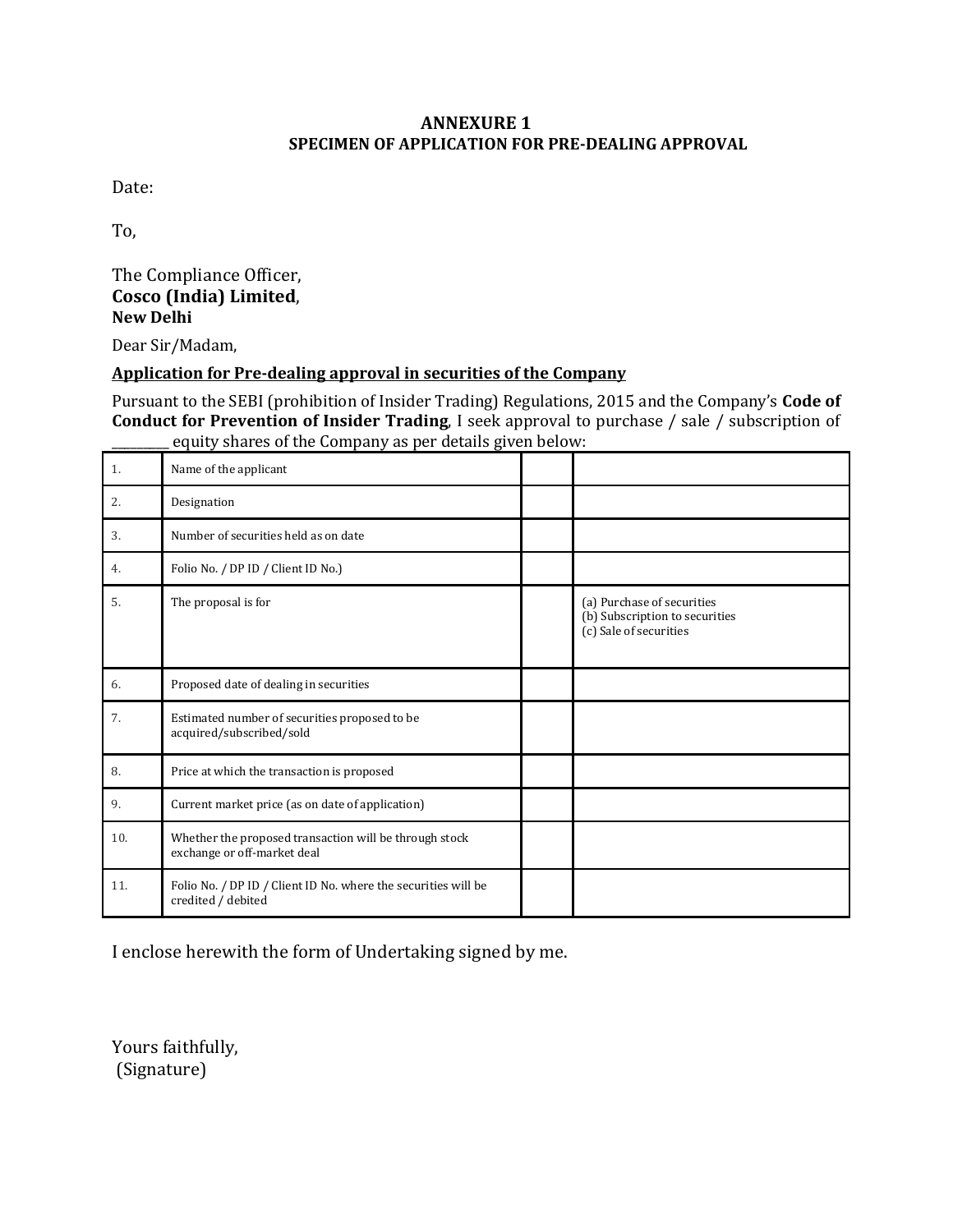# ANNEXURE 1

## SPECIMEN OF APPLICATION FOR PRE-DEALING APPROVAL

Date:

To,

The Compliance Officer,
**Cosco (India) Limited**,
**New Delhi**

Dear Sir/Madam,

**Application for Pre-dealing approval in securities of the Company**

Pursuant to the SEBI (prohibition of Insider Trading) Regulations, 2015 and the Company's **Code of Conduct for Prevention of Insider Trading**, I seek approval to purchase / sale / subscription of _________ equity shares of the Company as per details given below:

| | | | |
|---|---|---|---|
| 1. | Name of the applicant | | |
| 2. | Designation | | |
| 3. | Number of securities held as on date | | |
| 4. | Folio No. / DP ID / Client ID No.) | | |
| 5. | The proposal is for | | (a) Purchase of securities<br>(b) Subscription to securities<br>(c) Sale of securities |
| 6. | Proposed date of dealing in securities | | |
| 7. | Estimated number of securities proposed to be acquired/subscribed/sold | | |
| 8. | Price at which the transaction is proposed | | |
| 9. | Current market price (as on date of application) | | |
| 10. | Whether the proposed transaction will be through stock exchange or off-market deal | | |
| 11. | Folio No. / DP ID / Client ID No. where the securities will be credited / debited | | |

I enclose herewith the form of Undertaking signed by me.

Yours faithfully,
(Signature)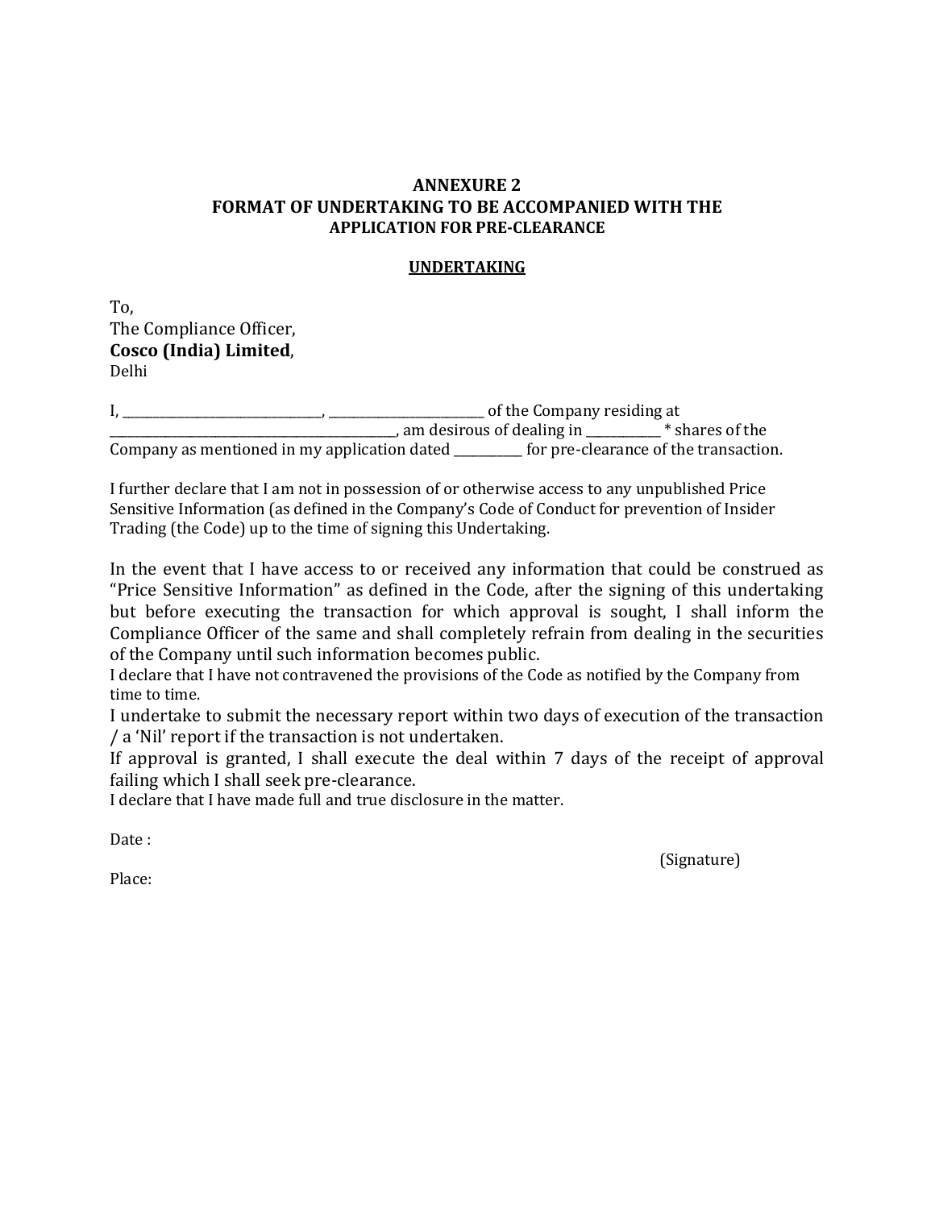## ANNEXURE 2
## FORMAT OF UNDERTAKING TO BE ACCOMPANIED WITH THE APPLICATION FOR PRE-CLEARANCE

**UNDERTAKING**

To,
The Compliance Officer,
**Cosco (India) Limited**,
Delhi

I, ______________________________, _______________________ of the Company residing at ____________________________________________, am desirous of dealing in ___________ * shares of the Company as mentioned in my application dated __________ for pre-clearance of the transaction.

I further declare that I am not in possession of or otherwise access to any unpublished Price Sensitive Information (as defined in the Company's Code of Conduct for prevention of Insider Trading (the Code) up to the time of signing this Undertaking.

In the event that I have access to or received any information that could be construed as "Price Sensitive Information" as defined in the Code, after the signing of this undertaking but before executing the transaction for which approval is sought, I shall inform the Compliance Officer of the same and shall completely refrain from dealing in the securities of the Company until such information becomes public.

I declare that I have not contravened the provisions of the Code as notified by the Company from time to time.

I undertake to submit the necessary report within two days of execution of the transaction / a 'Nil' report if the transaction is not undertaken.

If approval is granted, I shall execute the deal within 7 days of the receipt of approval failing which I shall seek pre-clearance.

I declare that I have made full and true disclosure in the matter.

Date :

(Signature)

Place: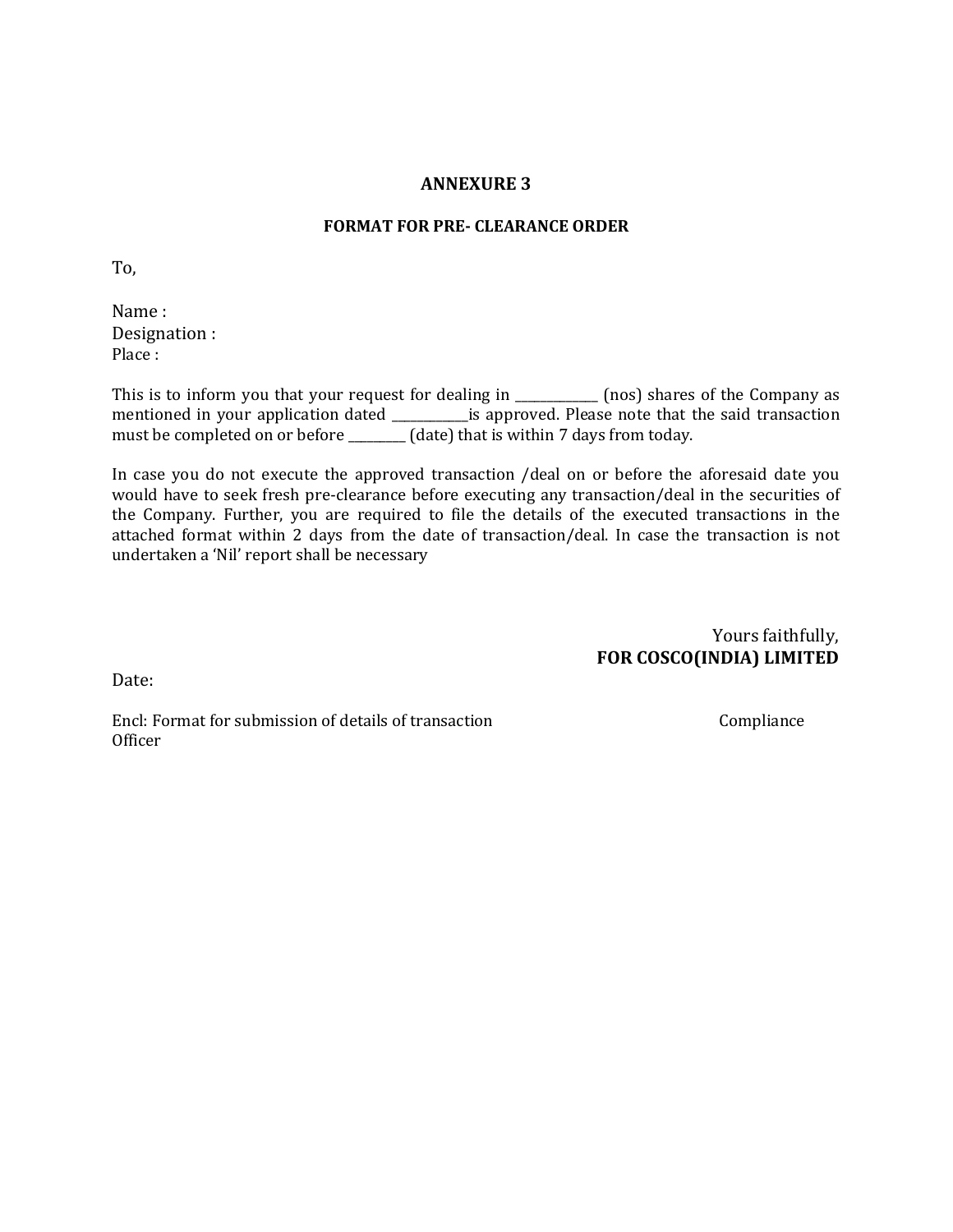# ANNEXURE 3

## FORMAT FOR PRE- CLEARANCE ORDER

To,

Name :
Designation :
Place :

This is to inform you that your request for dealing in _____________ (nos) shares of the Company as mentioned in your application dated ____________is approved. Please note that the said transaction must be completed on or before _________ (date) that is within 7 days from today.

In case you do not execute the approved transaction /deal on or before the aforesaid date you would have to seek fresh pre-clearance before executing any transaction/deal in the securities of the Company. Further, you are required to file the details of the executed transactions in the attached format within 2 days from the date of transaction/deal. In case the transaction is not undertaken a 'Nil' report shall be necessary

Yours faithfully,
**FOR COSCO(INDIA) LIMITED**

Date:

Encl: Format for submission of details of transaction

Compliance Officer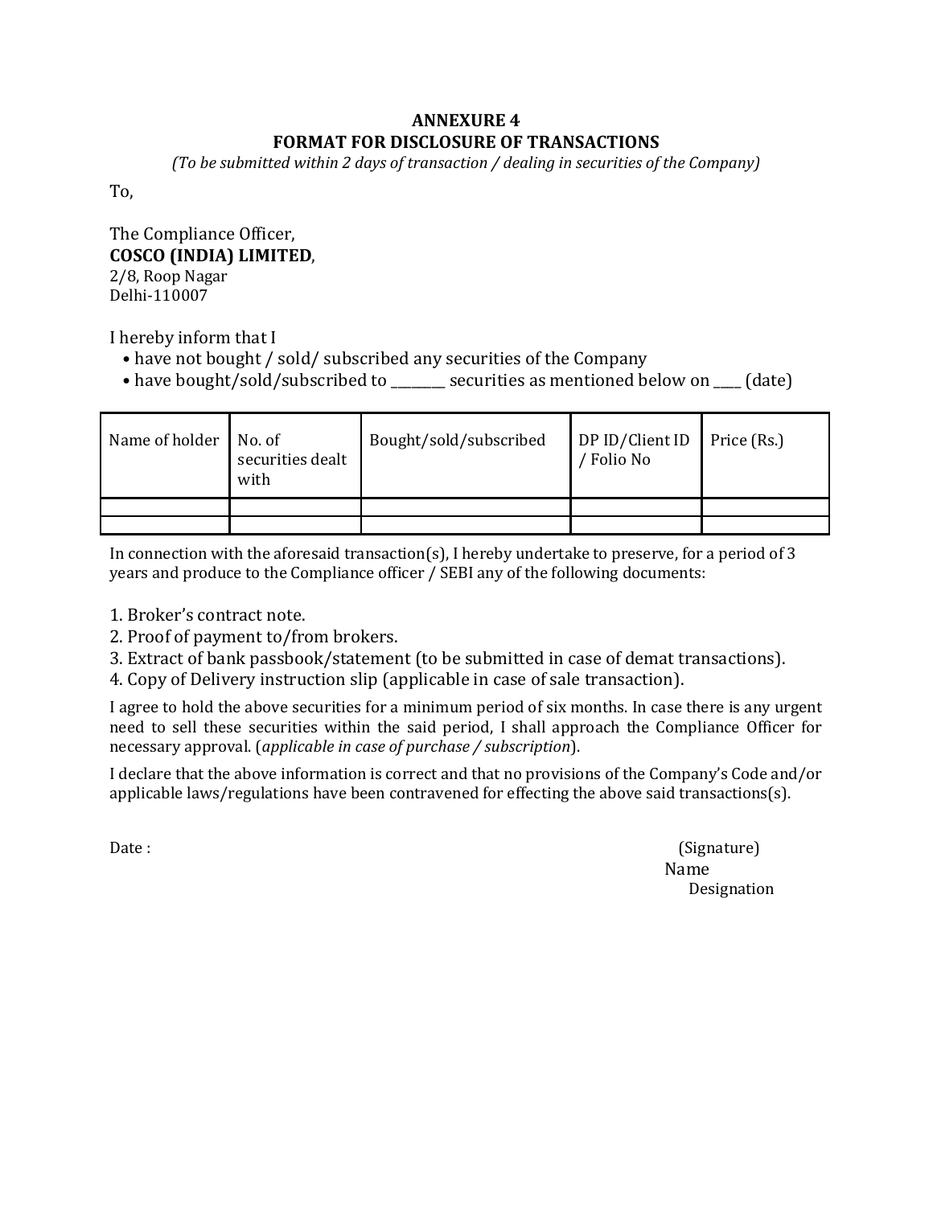# ANNEXURE 4
## FORMAT FOR DISCLOSURE OF TRANSACTIONS

*(To be submitted within 2 days of transaction / dealing in securities of the Company)*

To,

The Compliance Officer,
**COSCO (INDIA) LIMITED**,
2/8, Roop Nagar
Delhi-110007

I hereby inform that I

- have not bought / sold/ subscribed any securities of the Company
- have bought/sold/subscribed to ________ securities as mentioned below on ____ (date)

| Name of holder | No. of securities dealt with | Bought/sold/subscribed | DP ID/Client ID / Folio No | Price (Rs.) |
|---|---|---|---|---|
| | | | | |
| | | | | |

In connection with the aforesaid transaction(s), I hereby undertake to preserve, for a period of 3 years and produce to the Compliance officer / SEBI any of the following documents:

1. Broker's contract note.
2. Proof of payment to/from brokers.
3. Extract of bank passbook/statement (to be submitted in case of demat transactions).
4. Copy of Delivery instruction slip (applicable in case of sale transaction).

I agree to hold the above securities for a minimum period of six months. In case there is any urgent need to sell these securities within the said period, I shall approach the Compliance Officer for necessary approval. (*applicable in case of purchase / subscription*).

I declare that the above information is correct and that no provisions of the Company's Code and/or applicable laws/regulations have been contravened for effecting the above said transactions(s).

Date :

(Signature)
Name
Designation